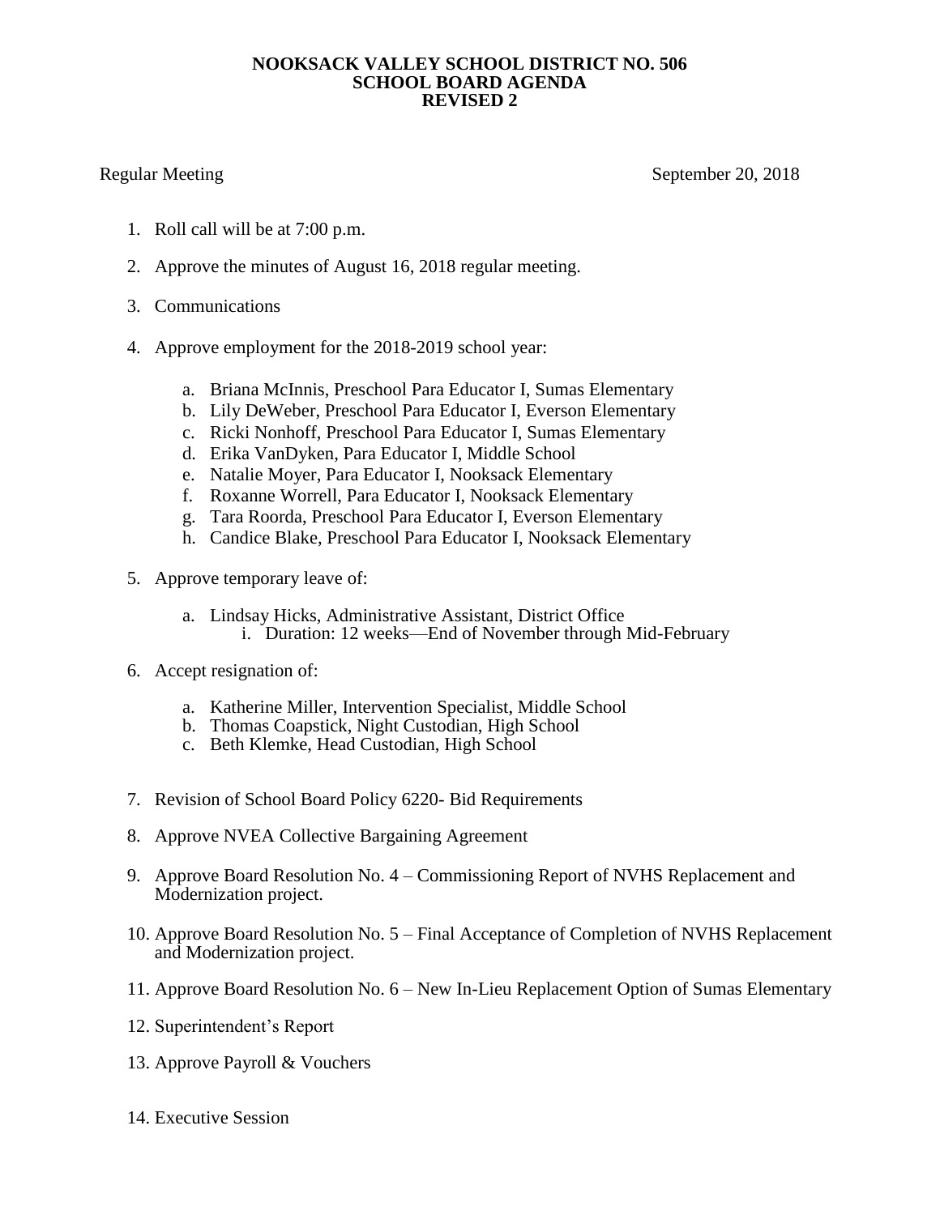# NOOKSACK VALLEY SCHOOL DISTRICT NO. 506
## SCHOOL BOARD AGENDA
## REVISED 2

Regular Meeting September 20, 2018

1. Roll call will be at 7:00 p.m.

2. Approve the minutes of August 16, 2018 regular meeting.

3. Communications

4. Approve employment for the 2018-2019 school year:

   a. Briana McInnis, Preschool Para Educator I, Sumas Elementary
   b. Lily DeWeber, Preschool Para Educator I, Everson Elementary
   c. Ricki Nonhoff, Preschool Para Educator I, Sumas Elementary
   d. Erika VanDyken, Para Educator I, Middle School
   e. Natalie Moyer, Para Educator I, Nooksack Elementary
   f. Roxanne Worrell, Para Educator I, Nooksack Elementary
   g. Tara Roorda, Preschool Para Educator I, Everson Elementary
   h. Candice Blake, Preschool Para Educator I, Nooksack Elementary

5. Approve temporary leave of:

   a. Lindsay Hicks, Administrative Assistant, District Office
      i. Duration: 12 weeks—End of November through Mid-February

6. Accept resignation of:

   a. Katherine Miller, Intervention Specialist, Middle School
   b. Thomas Coapstick, Night Custodian, High School
   c. Beth Klemke, Head Custodian, High School

7. Revision of School Board Policy 6220- Bid Requirements

8. Approve NVEA Collective Bargaining Agreement

9. Approve Board Resolution No. 4 – Commissioning Report of NVHS Replacement and Modernization project.

10. Approve Board Resolution No. 5 – Final Acceptance of Completion of NVHS Replacement and Modernization project.

11. Approve Board Resolution No. 6 – New In-Lieu Replacement Option of Sumas Elementary

12. Superintendent's Report

13. Approve Payroll & Vouchers

14. Executive Session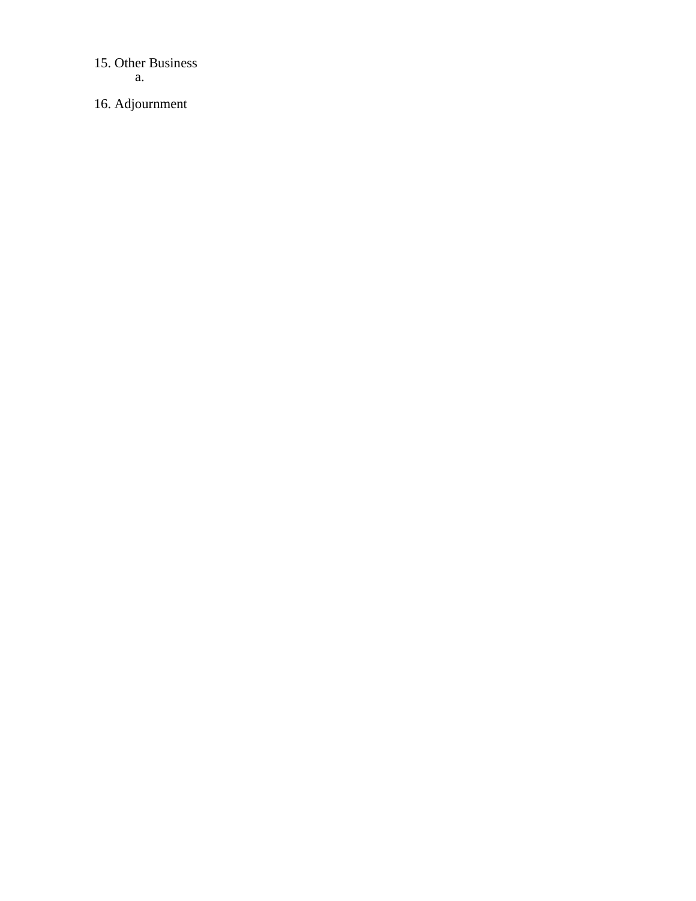15. Other Business
    a.

16. Adjournment